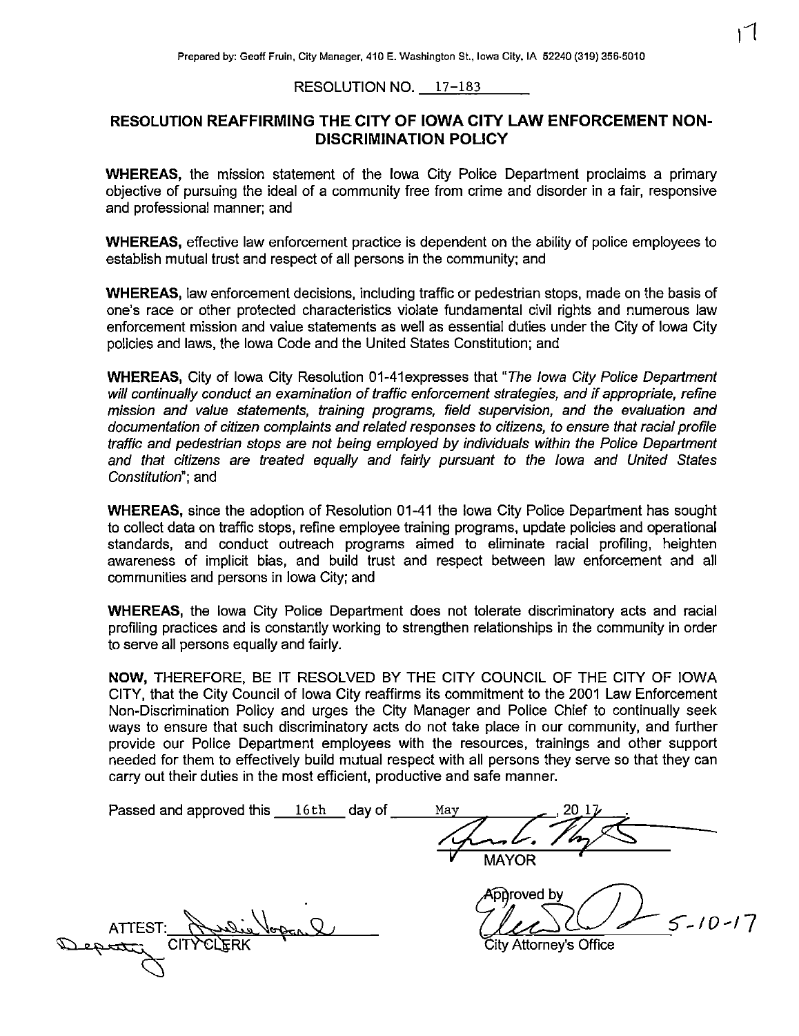Prepared by: Geoff Fruin, City Manager, 410 E. Washington St., Iowa City, IA 52240 (319) 356-5010

RESOLUTION NO. 17-183

## RESOLUTION REAFFIRMING THE CITY OF IOWA CITY LAW ENFORCEMENT NON-DISCRIMINATION POLICY

**WHEREAS,** the mission statement of the Iowa City Police Department proclaims a primary objective of pursuing the ideal of a community free from crime and disorder in a fair, responsive and professional manner; and

**WHEREAS,** effective law enforcement practice is dependent on the ability of police employees to establish mutual trust and respect of all persons in the community; and

**WHEREAS,** law enforcement decisions, including traffic or pedestrian stops, made on the basis of one's race or other protected characteristics violate fundamental civil rights and numerous law enforcement mission and value statements as well as essential duties under the City of Iowa City policies and laws, the Iowa Code and the United States Constitution; and

**WHEREAS,** City of Iowa City Resolution 01-41expresses that "*The Iowa City Police Department will continually conduct an examination of traffic enforcement strategies, and if appropriate, refine mission and value statements, training programs, field supervision, and the evaluation and documentation of citizen complaints and related responses to citizens, to ensure that racial profile traffic and pedestrian stops are not being employed by individuals within the Police Department and that citizens are treated equally and fairly pursuant to the Iowa and United States Constitution*"; and

**WHEREAS,** since the adoption of Resolution 01-41 the Iowa City Police Department has sought to collect data on traffic stops, refine employee training programs, update policies and operational standards, and conduct outreach programs aimed to eliminate racial profiling, heighten awareness of implicit bias, and build trust and respect between law enforcement and all communities and persons in Iowa City; and

**WHEREAS,** the Iowa City Police Department does not tolerate discriminatory acts and racial profiling practices and is constantly working to strengthen relationships in the community in order to serve all persons equally and fairly.

**NOW,** THEREFORE, BE IT RESOLVED BY THE CITY COUNCIL OF THE CITY OF IOWA CITY, that the City Council of Iowa City reaffirms its commitment to the 2001 Law Enforcement Non-Discrimination Policy and urges the City Manager and Police Chief to continually seek ways to ensure that such discriminatory acts do not take place in our community, and further provide our Police Department employees with the resources, trainings and other support needed for them to effectively build mutual respect with all persons they serve so that they can carry out their duties in the most efficient, productive and safe manner.

Passed and approved this 16th day of May, 2017.

MAYOR

ATTEST:
Deputy CITY CLERK

Approved by

City Attorney's Office 5-10-17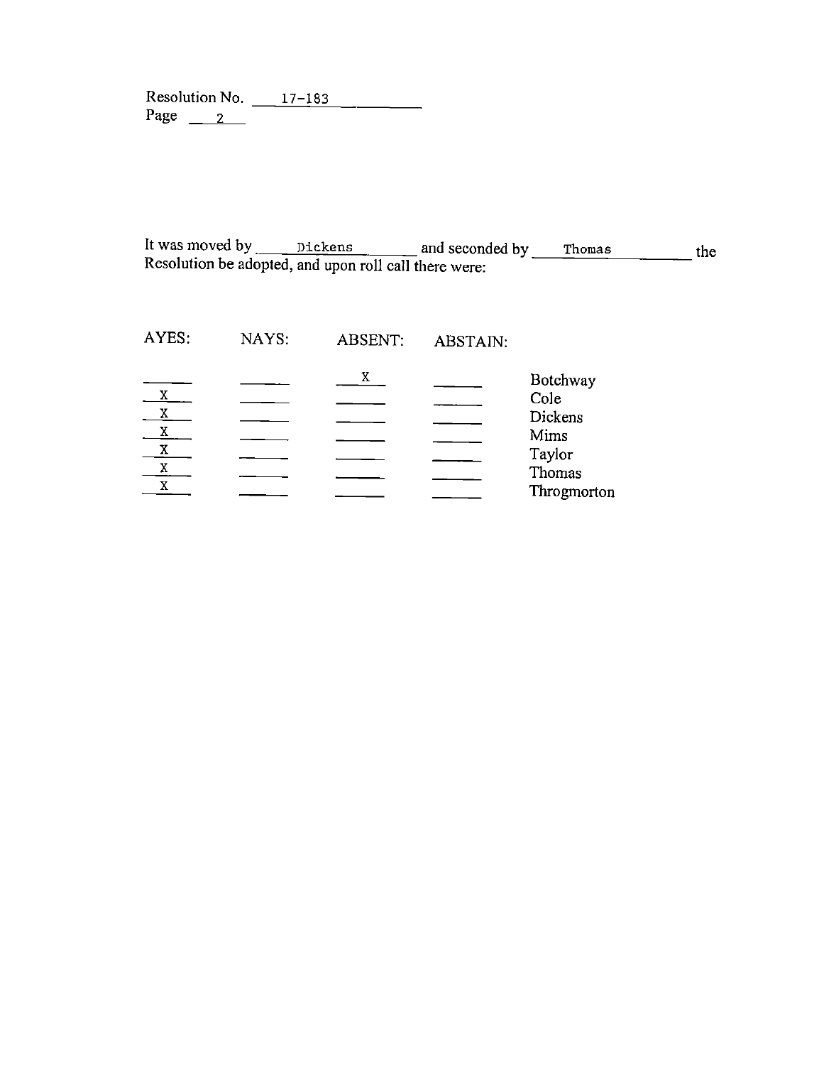Resolution No. 17-183
Page 2

It was moved by Dickens and seconded by Thomas the Resolution be adopted, and upon roll call there were:

| AYES: | NAYS: | ABSENT: | ABSTAIN: | |
|---|---|---|---|---|
| | | X | | Botchway |
| X | | | | Cole |
| X | | | | Dickens |
| X | | | | Mims |
| X | | | | Taylor |
| X | | | | Thomas |
| X | | | | Throgmorton |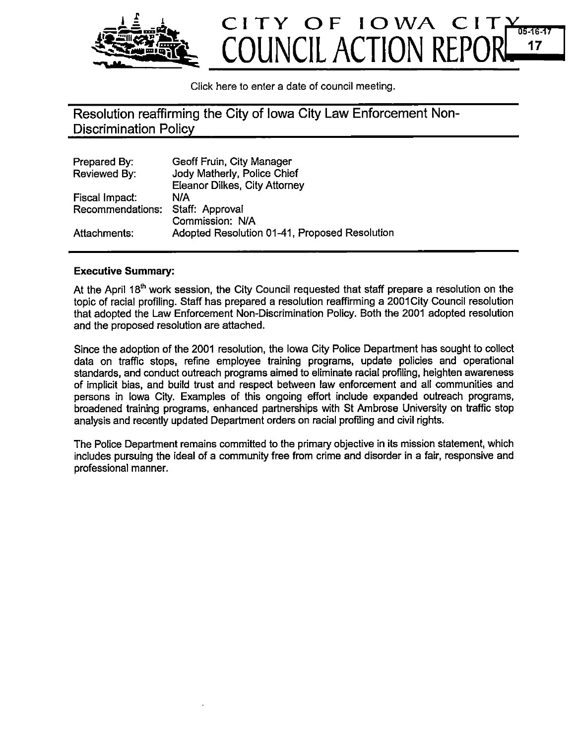# CITY OF IOWA CITY
# COUNCIL ACTION REPORT

05-16-17
17

Click here to enter a date of council meeting.

## Resolution reaffirming the City of Iowa City Law Enforcement Non-Discrimination Policy

| | |
|---|---|
| Prepared By: | Geoff Fruin, City Manager |
| Reviewed By: | Jody Matherly, Police Chief<br>Eleanor Dilkes, City Attorney |
| Fiscal Impact: | N/A |
| Recommendations: | Staff: Approval<br>Commission: N/A |
| Attachments: | Adopted Resolution 01-41, Proposed Resolution |

**Executive Summary:**

At the April 18th work session, the City Council requested that staff prepare a resolution on the topic of racial profiling. Staff has prepared a resolution reaffirming a 2001City Council resolution that adopted the Law Enforcement Non-Discrimination Policy. Both the 2001 adopted resolution and the proposed resolution are attached.

Since the adoption of the 2001 resolution, the Iowa City Police Department has sought to collect data on traffic stops, refine employee training programs, update policies and operational standards, and conduct outreach programs aimed to eliminate racial profiling, heighten awareness of implicit bias, and build trust and respect between law enforcement and all communities and persons in Iowa City. Examples of this ongoing effort include expanded outreach programs, broadened training programs, enhanced partnerships with St Ambrose University on traffic stop analysis and recently updated Department orders on racial profiling and civil rights.

The Police Department remains committed to the primary objective in its mission statement, which includes pursuing the ideal of a community free from crime and disorder in a fair, responsive and professional manner.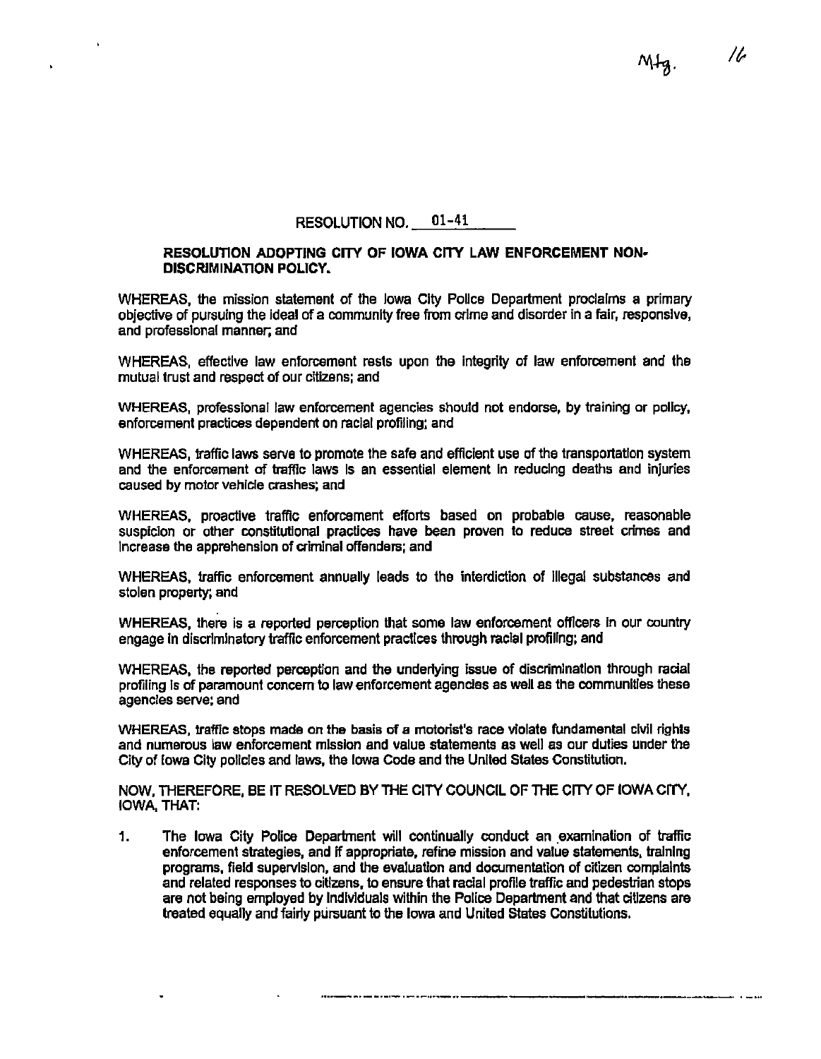RESOLUTION NO. 01-41

**RESOLUTION ADOPTING CITY OF IOWA CITY LAW ENFORCEMENT NON-DISCRIMINATION POLICY.**

WHEREAS, the mission statement of the Iowa City Police Department proclaims a primary objective of pursuing the ideal of a community free from crime and disorder in a fair, responsive, and professional manner; and

WHEREAS, effective law enforcement rests upon the integrity of law enforcement and the mutual trust and respect of our citizens; and

WHEREAS, professional law enforcement agencies should not endorse, by training or policy, enforcement practices dependent on racial profiling; and

WHEREAS, traffic laws serve to promote the safe and efficient use of the transportation system and the enforcement of traffic laws is an essential element in reducing deaths and injuries caused by motor vehicle crashes; and

WHEREAS, proactive traffic enforcement efforts based on probable cause, reasonable suspicion or other constitutional practices have been proven to reduce street crimes and increase the apprehension of criminal offenders; and

WHEREAS, traffic enforcement annually leads to the interdiction of illegal substances and stolen property; and

WHEREAS, there is a reported perception that some law enforcement officers in our country engage in discriminatory traffic enforcement practices through racial profiling; and

WHEREAS, the reported perception and the underlying issue of discrimination through racial profiling is of paramount concern to law enforcement agencies as well as the communities these agencies serve; and

WHEREAS, traffic stops made on the basis of a motorist's race violate fundamental civil rights and numerous law enforcement mission and value statements as well as our duties under the City of Iowa City policies and laws, the Iowa Code and the United States Constitution.

NOW, THEREFORE, BE IT RESOLVED BY THE CITY COUNCIL OF THE CITY OF IOWA CITY, IOWA, THAT:

1. The Iowa City Police Department will continually conduct an examination of traffic enforcement strategies, and if appropriate, refine mission and value statements, training programs, field supervision, and the evaluation and documentation of citizen complaints and related responses to citizens, to ensure that racial profile traffic and pedestrian stops are not being employed by individuals within the Police Department and that citizens are treated equally and fairly pursuant to the Iowa and United States Constitutions.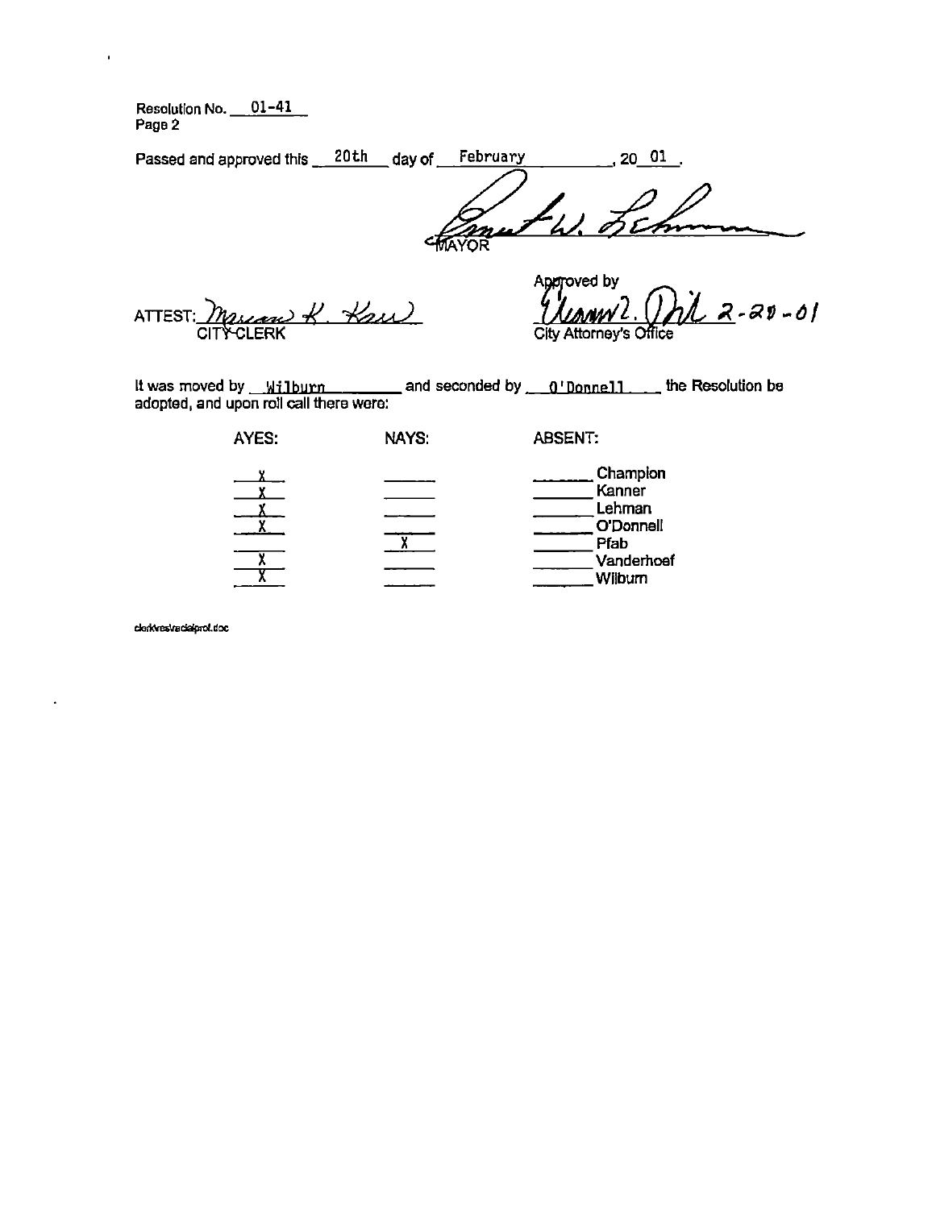Resolution No. 01-41
Page 2

Passed and approved this 20th day of February, 20 01.

MAYOR

ATTEST: Marian K. Karr
CITY CLERK

Approved by
City Attorney's Office 2-20-01

It was moved by Wilburn and seconded by O'Donnell the Resolution be adopted, and upon roll call there were:

| AYES: | NAYS: | ABSENT: | |
|---|---|---|---|
| X | | | Champion |
| X | | | Kanner |
| X | | | Lehman |
| X | | | O'Donnell |
| | X | | Pfab |
| X | | | Vanderhoef |
| X | | | Wilburn |

clerk\res\racialprof.doc